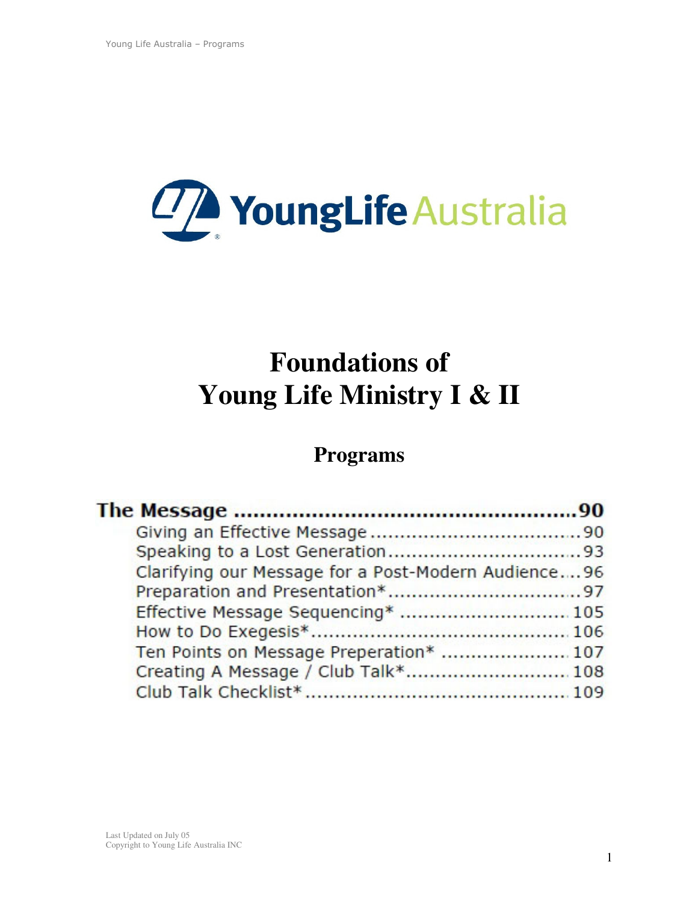YoungLife Australia

# Foundations of Young Life Ministry I & II

## Programs

**The Message .......................................................90**

- Giving an Effective Message ....................................90
- Speaking to a Lost Generation.................................93
- Clarifying our Message for a Post-Modern Audience....96
- Preparation and Presentation*.................................97
- Effective Message Sequencing* ............................. 105
- How to Do Exegesis*............................................ 106
- Ten Points on Message Preperation* ..................... 107
- Creating A Message / Club Talk*............................ 108
- Club Talk Checklist*............................................. 109

Last Updated on July 05
Copyright to Young Life Australia INC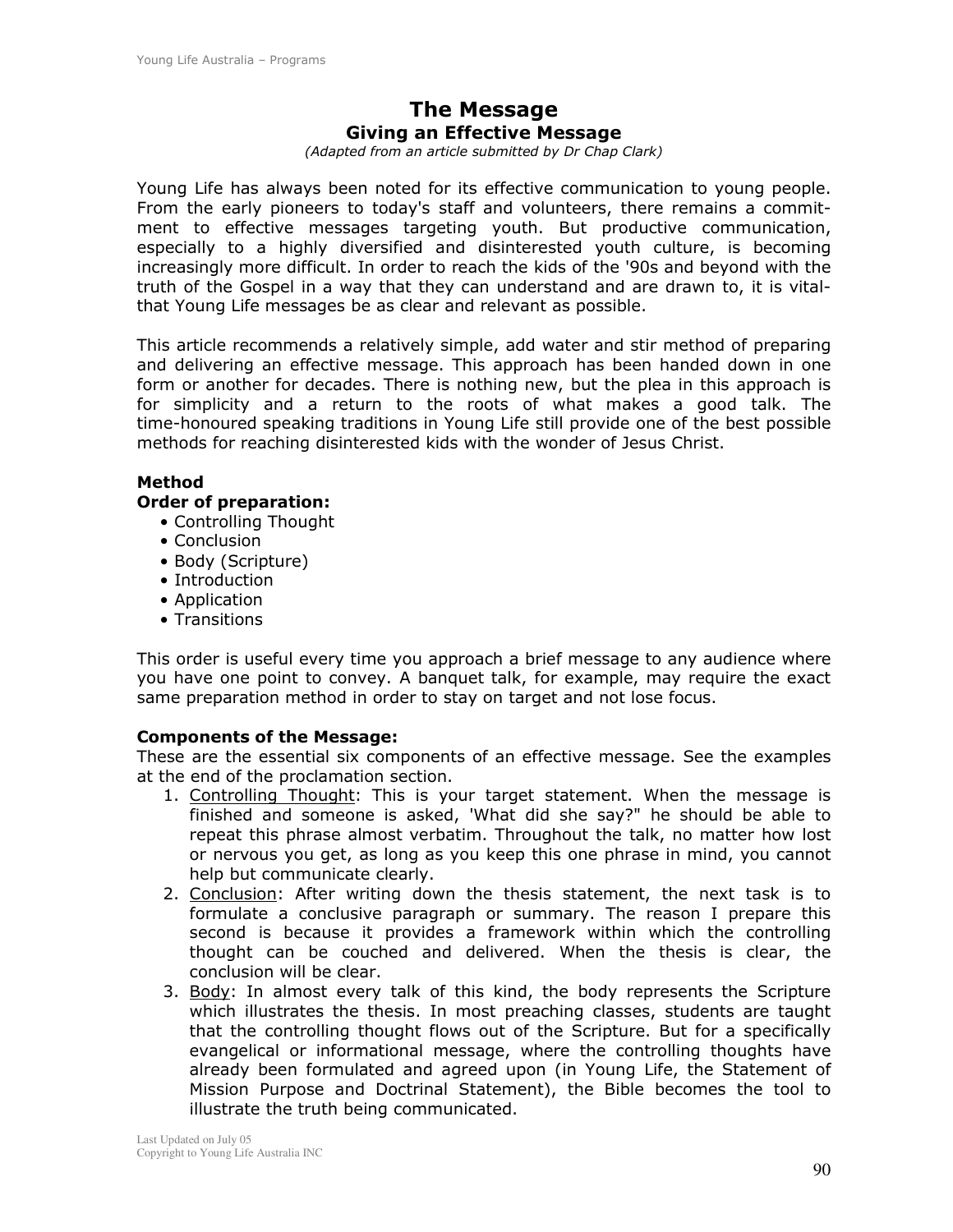# The Message

## Giving an Effective Message

*(Adapted from an article submitted by Dr Chap Clark)*

Young Life has always been noted for its effective communication to young people. From the early pioneers to today's staff and volunteers, there remains a commitment to effective messages targeting youth. But productive communication, especially to a highly diversified and disinterested youth culture, is becoming increasingly more difficult. In order to reach the kids of the '90s and beyond with the truth of the Gospel in a way that they can understand and are drawn to, it is vital-that Young Life messages be as clear and relevant as possible.

This article recommends a relatively simple, add water and stir method of preparing and delivering an effective message. This approach has been handed down in one form or another for decades. There is nothing new, but the plea in this approach is for simplicity and a return to the roots of what makes a good talk. The time-honoured speaking traditions in Young Life still provide one of the best possible methods for reaching disinterested kids with the wonder of Jesus Christ.

**Method**

**Order of preparation:**

- Controlling Thought
- Conclusion
- Body (Scripture)
- Introduction
- Application
- Transitions

This order is useful every time you approach a brief message to any audience where you have one point to convey. A banquet talk, for example, may require the exact same preparation method in order to stay on target and not lose focus.

**Components of the Message:**

These are the essential six components of an effective message. See the examples at the end of the proclamation section.

1. Controlling Thought: This is your target statement. When the message is finished and someone is asked, 'What did she say?" he should be able to repeat this phrase almost verbatim. Throughout the talk, no matter how lost or nervous you get, as long as you keep this one phrase in mind, you cannot help but communicate clearly.
2. Conclusion: After writing down the thesis statement, the next task is to formulate a conclusive paragraph or summary. The reason I prepare this second is because it provides a framework within which the controlling thought can be couched and delivered. When the thesis is clear, the conclusion will be clear.
3. Body: In almost every talk of this kind, the body represents the Scripture which illustrates the thesis. In most preaching classes, students are taught that the controlling thought flows out of the Scripture. But for a specifically evangelical or informational message, where the controlling thoughts have already been formulated and agreed upon (in Young Life, the Statement of Mission Purpose and Doctrinal Statement), the Bible becomes the tool to illustrate the truth being communicated.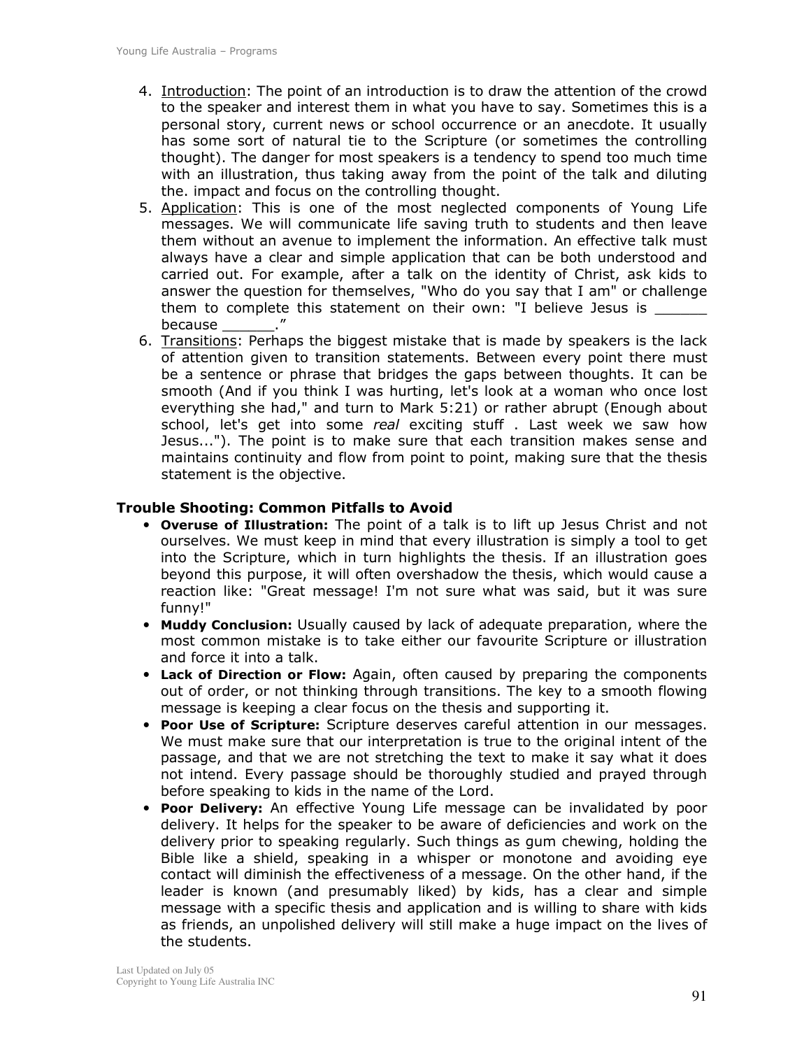4. Introduction: The point of an introduction is to draw the attention of the crowd to the speaker and interest them in what you have to say. Sometimes this is a personal story, current news or school occurrence or an anecdote. It usually has some sort of natural tie to the Scripture (or sometimes the controlling thought). The danger for most speakers is a tendency to spend too much time with an illustration, thus taking away from the point of the talk and diluting the. impact and focus on the controlling thought.
5. Application: This is one of the most neglected components of Young Life messages. We will communicate life saving truth to students and then leave them without an avenue to implement the information. An effective talk must always have a clear and simple application that can be both understood and carried out. For example, after a talk on the identity of Christ, ask kids to answer the question for themselves, "Who do you say that I am" or challenge them to complete this statement on their own: "I believe Jesus is ______ because ______."
6. Transitions: Perhaps the biggest mistake that is made by speakers is the lack of attention given to transition statements. Between every point there must be a sentence or phrase that bridges the gaps between thoughts. It can be smooth (And if you think I was hurting, let's look at a woman who once lost everything she had," and turn to Mark 5:21) or rather abrupt (Enough about school, let's get into some *real* exciting stuff . Last week we saw how Jesus..."). The point is to make sure that each transition makes sense and maintains continuity and flow from point to point, making sure that the thesis statement is the objective.

### Trouble Shooting: Common Pitfalls to Avoid

- **Overuse of Illustration:** The point of a talk is to lift up Jesus Christ and not ourselves. We must keep in mind that every illustration is simply a tool to get into the Scripture, which in turn highlights the thesis. If an illustration goes beyond this purpose, it will often overshadow the thesis, which would cause a reaction like: "Great message! I'm not sure what was said, but it was sure funny!"
- **Muddy Conclusion:** Usually caused by lack of adequate preparation, where the most common mistake is to take either our favourite Scripture or illustration and force it into a talk.
- **Lack of Direction or Flow:** Again, often caused by preparing the components out of order, or not thinking through transitions. The key to a smooth flowing message is keeping a clear focus on the thesis and supporting it.
- **Poor Use of Scripture:** Scripture deserves careful attention in our messages. We must make sure that our interpretation is true to the original intent of the passage, and that we are not stretching the text to make it say what it does not intend. Every passage should be thoroughly studied and prayed through before speaking to kids in the name of the Lord.
- **Poor Delivery:** An effective Young Life message can be invalidated by poor delivery. It helps for the speaker to be aware of deficiencies and work on the delivery prior to speaking regularly. Such things as gum chewing, holding the Bible like a shield, speaking in a whisper or monotone and avoiding eye contact will diminish the effectiveness of a message. On the other hand, if the leader is known (and presumably liked) by kids, has a clear and simple message with a specific thesis and application and is willing to share with kids as friends, an unpolished delivery will still make a huge impact on the lives of the students.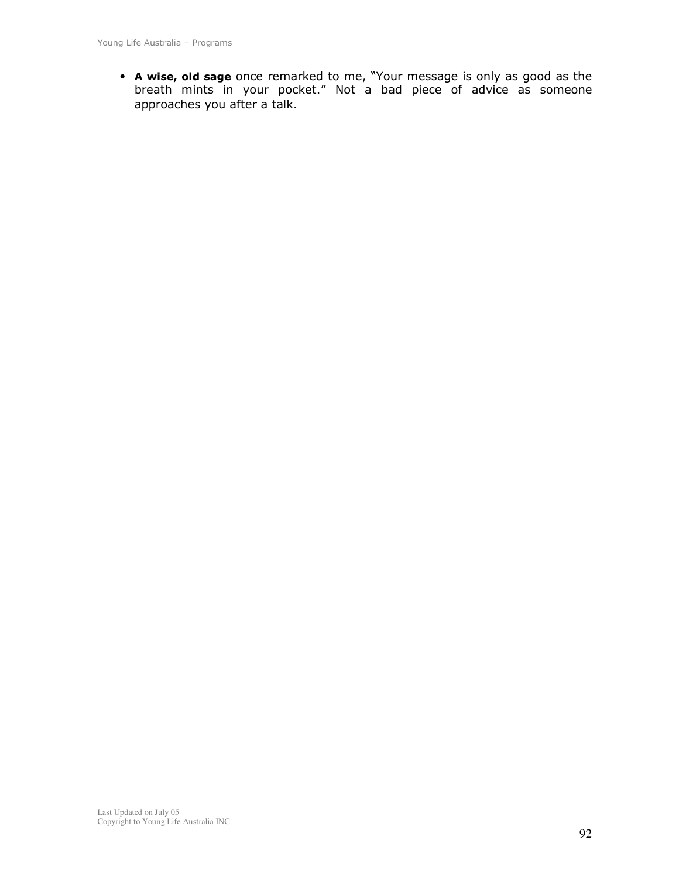- **A wise, old sage** once remarked to me, "Your message is only as good as the breath mints in your pocket." Not a bad piece of advice as someone approaches you after a talk.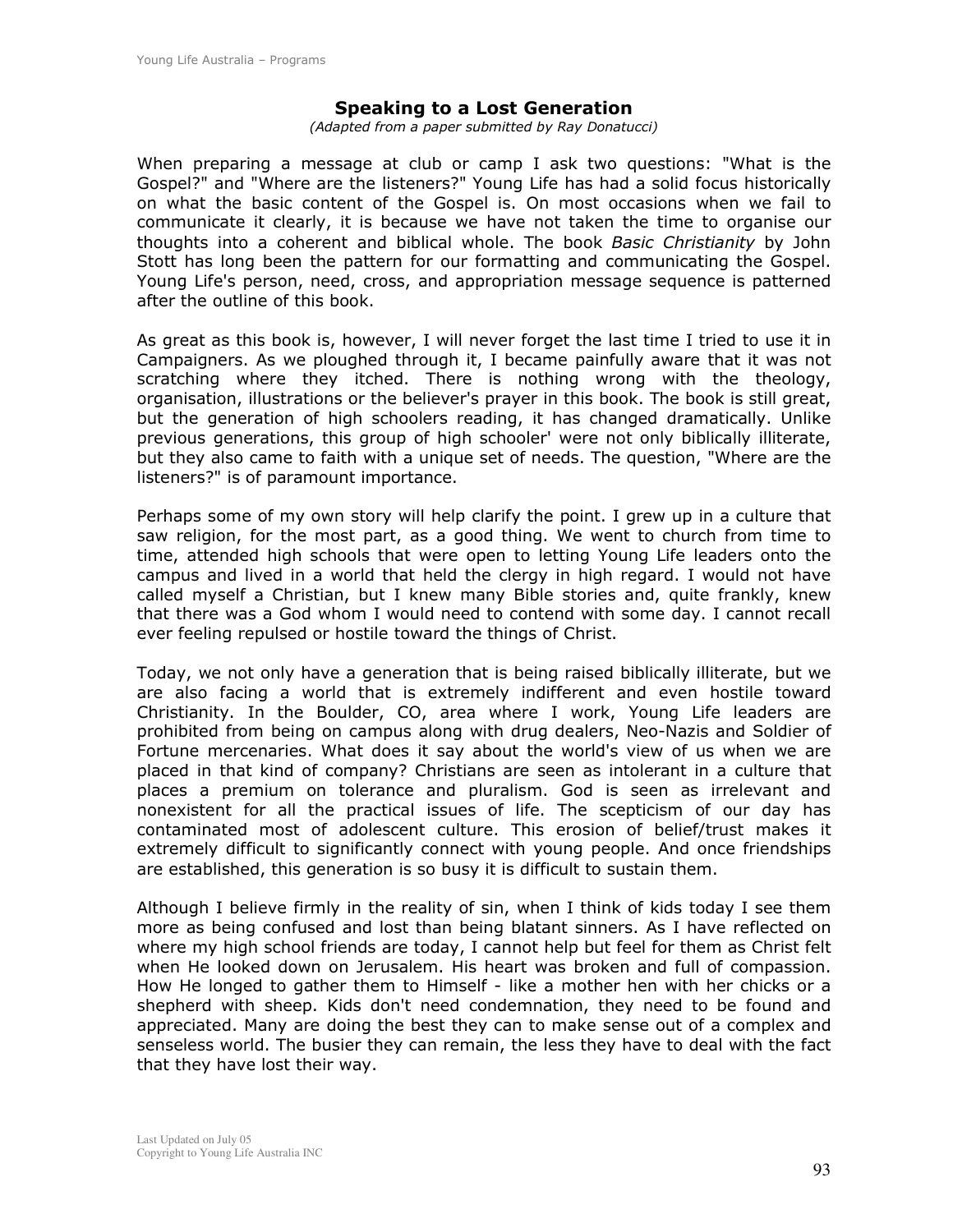## Speaking to a Lost Generation

*(Adapted from a paper submitted by Ray Donatucci)*

When preparing a message at club or camp I ask two questions: "What is the Gospel?" and "Where are the listeners?" Young Life has had a solid focus historically on what the basic content of the Gospel is. On most occasions when we fail to communicate it clearly, it is because we have not taken the time to organise our thoughts into a coherent and biblical whole. The book *Basic Christianity* by John Stott has long been the pattern for our formatting and communicating the Gospel. Young Life's person, need, cross, and appropriation message sequence is patterned after the outline of this book.

As great as this book is, however, I will never forget the last time I tried to use it in Campaigners. As we ploughed through it, I became painfully aware that it was not scratching where they itched. There is nothing wrong with the theology, organisation, illustrations or the believer's prayer in this book. The book is still great, but the generation of high schoolers reading, it has changed dramatically. Unlike previous generations, this group of high schooler' were not only biblically illiterate, but they also came to faith with a unique set of needs. The question, "Where are the listeners?" is of paramount importance.

Perhaps some of my own story will help clarify the point. I grew up in a culture that saw religion, for the most part, as a good thing. We went to church from time to time, attended high schools that were open to letting Young Life leaders onto the campus and lived in a world that held the clergy in high regard. I would not have called myself a Christian, but I knew many Bible stories and, quite frankly, knew that there was a God whom I would need to contend with some day. I cannot recall ever feeling repulsed or hostile toward the things of Christ.

Today, we not only have a generation that is being raised biblically illiterate, but we are also facing a world that is extremely indifferent and even hostile toward Christianity. In the Boulder, CO, area where I work, Young Life leaders are prohibited from being on campus along with drug dealers, Neo-Nazis and Soldier of Fortune mercenaries. What does it say about the world's view of us when we are placed in that kind of company? Christians are seen as intolerant in a culture that places a premium on tolerance and pluralism. God is seen as irrelevant and nonexistent for all the practical issues of life. The scepticism of our day has contaminated most of adolescent culture. This erosion of belief/trust makes it extremely difficult to significantly connect with young people. And once friendships are established, this generation is so busy it is difficult to sustain them.

Although I believe firmly in the reality of sin, when I think of kids today I see them more as being confused and lost than being blatant sinners. As I have reflected on where my high school friends are today, I cannot help but feel for them as Christ felt when He looked down on Jerusalem. His heart was broken and full of compassion. How He longed to gather them to Himself - like a mother hen with her chicks or a shepherd with sheep. Kids don't need condemnation, they need to be found and appreciated. Many are doing the best they can to make sense out of a complex and senseless world. The busier they can remain, the less they have to deal with the fact that they have lost their way.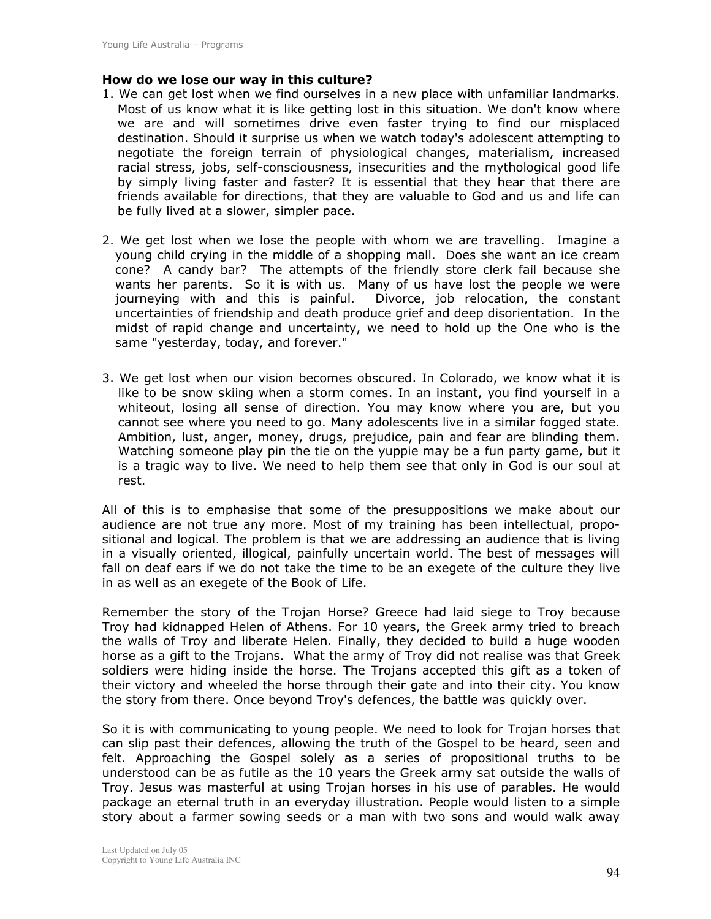**How do we lose our way in this culture?**

1. We can get lost when we find ourselves in a new place with unfamiliar landmarks. Most of us know what it is like getting lost in this situation. We don't know where we are and will sometimes drive even faster trying to find our misplaced destination. Should it surprise us when we watch today's adolescent attempting to negotiate the foreign terrain of physiological changes, materialism, increased racial stress, jobs, self-consciousness, insecurities and the mythological good life by simply living faster and faster? It is essential that they hear that there are friends available for directions, that they are valuable to God and us and life can be fully lived at a slower, simpler pace.

2. We get lost when we lose the people with whom we are travelling. Imagine a young child crying in the middle of a shopping mall. Does she want an ice cream cone? A candy bar? The attempts of the friendly store clerk fail because she wants her parents. So it is with us. Many of us have lost the people we were journeying with and this is painful. Divorce, job relocation, the constant uncertainties of friendship and death produce grief and deep disorientation. In the midst of rapid change and uncertainty, we need to hold up the One who is the same "yesterday, today, and forever."

3. We get lost when our vision becomes obscured. In Colorado, we know what it is like to be snow skiing when a storm comes. In an instant, you find yourself in a whiteout, losing all sense of direction. You may know where you are, but you cannot see where you need to go. Many adolescents live in a similar fogged state. Ambition, lust, anger, money, drugs, prejudice, pain and fear are blinding them. Watching someone play pin the tie on the yuppie may be a fun party game, but it is a tragic way to live. We need to help them see that only in God is our soul at rest.

All of this is to emphasise that some of the presuppositions we make about our audience are not true any more. Most of my training has been intellectual, propositional and logical. The problem is that we are addressing an audience that is living in a visually oriented, illogical, painfully uncertain world. The best of messages will fall on deaf ears if we do not take the time to be an exegete of the culture they live in as well as an exegete of the Book of Life.

Remember the story of the Trojan Horse? Greece had laid siege to Troy because Troy had kidnapped Helen of Athens. For 10 years, the Greek army tried to breach the walls of Troy and liberate Helen. Finally, they decided to build a huge wooden horse as a gift to the Trojans. What the army of Troy did not realise was that Greek soldiers were hiding inside the horse. The Trojans accepted this gift as a token of their victory and wheeled the horse through their gate and into their city. You know the story from there. Once beyond Troy's defences, the battle was quickly over.

So it is with communicating to young people. We need to look for Trojan horses that can slip past their defences, allowing the truth of the Gospel to be heard, seen and felt. Approaching the Gospel solely as a series of propositional truths to be understood can be as futile as the 10 years the Greek army sat outside the walls of Troy. Jesus was masterful at using Trojan horses in his use of parables. He would package an eternal truth in an everyday illustration. People would listen to a simple story about a farmer sowing seeds or a man with two sons and would walk away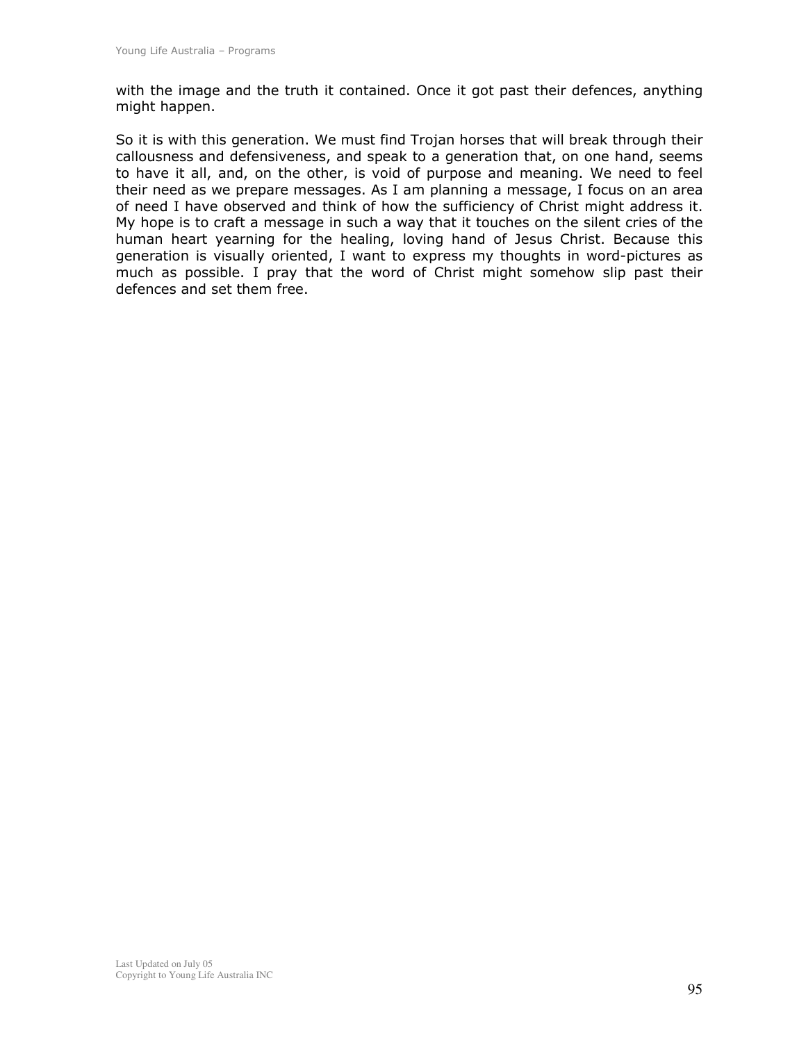with the image and the truth it contained. Once it got past their defences, anything might happen.

So it is with this generation. We must find Trojan horses that will break through their callousness and defensiveness, and speak to a generation that, on one hand, seems to have it all, and, on the other, is void of purpose and meaning. We need to feel their need as we prepare messages. As I am planning a message, I focus on an area of need I have observed and think of how the sufficiency of Christ might address it. My hope is to craft a message in such a way that it touches on the silent cries of the human heart yearning for the healing, loving hand of Jesus Christ. Because this generation is visually oriented, I want to express my thoughts in word-pictures as much as possible. I pray that the word of Christ might somehow slip past their defences and set them free.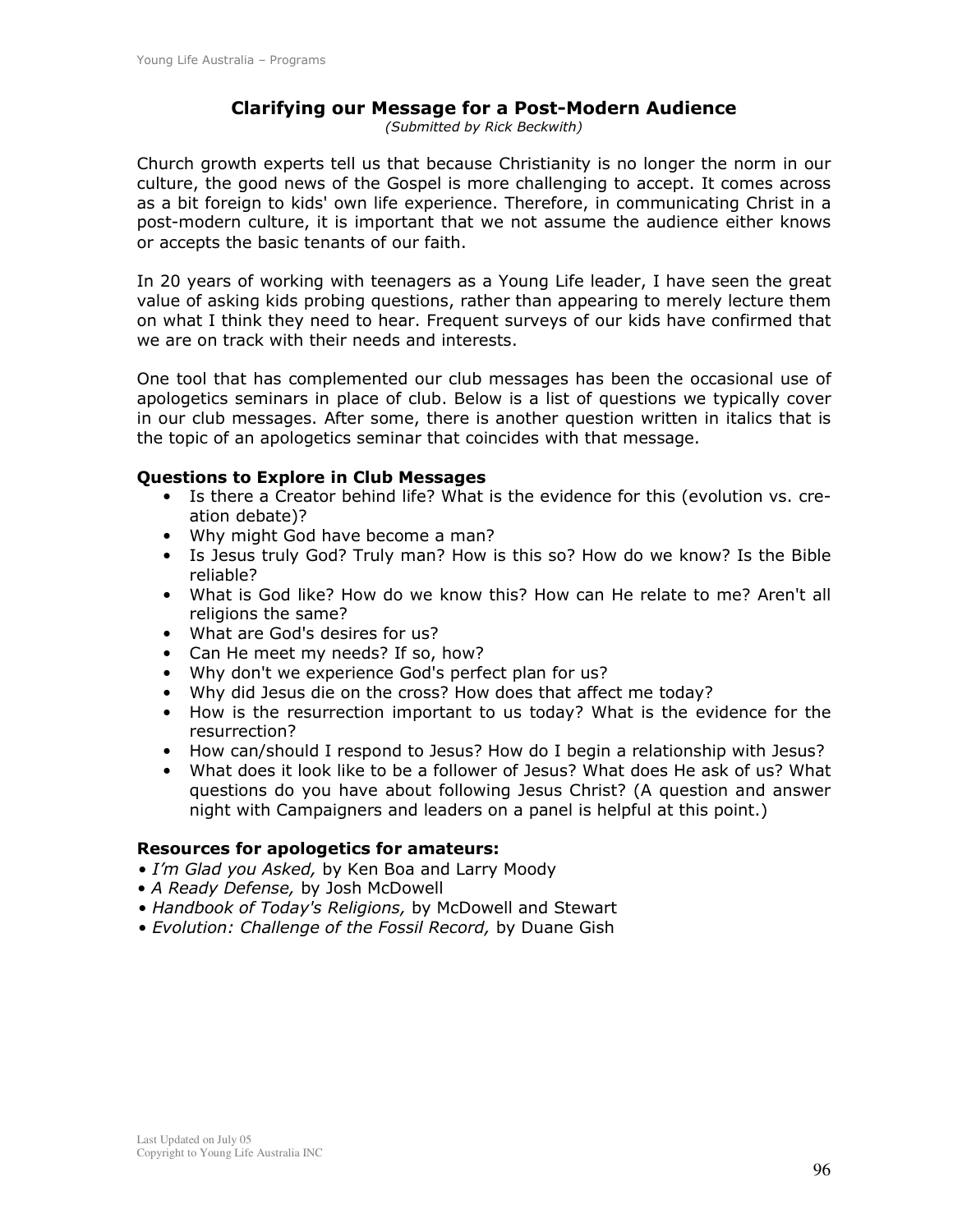## Clarifying our Message for a Post-Modern Audience

*(Submitted by Rick Beckwith)*

Church growth experts tell us that because Christianity is no longer the norm in our culture, the good news of the Gospel is more challenging to accept. It comes across as a bit foreign to kids' own life experience. Therefore, in communicating Christ in a post-modern culture, it is important that we not assume the audience either knows or accepts the basic tenants of our faith.

In 20 years of working with teenagers as a Young Life leader, I have seen the great value of asking kids probing questions, rather than appearing to merely lecture them on what I think they need to hear. Frequent surveys of our kids have confirmed that we are on track with their needs and interests.

One tool that has complemented our club messages has been the occasional use of apologetics seminars in place of club. Below is a list of questions we typically cover in our club messages. After some, there is another question written in italics that is the topic of an apologetics seminar that coincides with that message.

**Questions to Explore in Club Messages**

- Is there a Creator behind life? What is the evidence for this (evolution vs. creation debate)?
- Why might God have become a man?
- Is Jesus truly God? Truly man? How is this so? How do we know? Is the Bible reliable?
- What is God like? How do we know this? How can He relate to me? Aren't all religions the same?
- What are God's desires for us?
- Can He meet my needs? If so, how?
- Why don't we experience God's perfect plan for us?
- Why did Jesus die on the cross? How does that affect me today?
- How is the resurrection important to us today? What is the evidence for the resurrection?
- How can/should I respond to Jesus? How do I begin a relationship with Jesus?
- What does it look like to be a follower of Jesus? What does He ask of us? What questions do you have about following Jesus Christ? (A question and answer night with Campaigners and leaders on a panel is helpful at this point.)

**Resources for apologetics for amateurs:**

- *I'm Glad you Asked,* by Ken Boa and Larry Moody
- *A Ready Defense,* by Josh McDowell
- *Handbook of Today's Religions,* by McDowell and Stewart
- *Evolution: Challenge of the Fossil Record,* by Duane Gish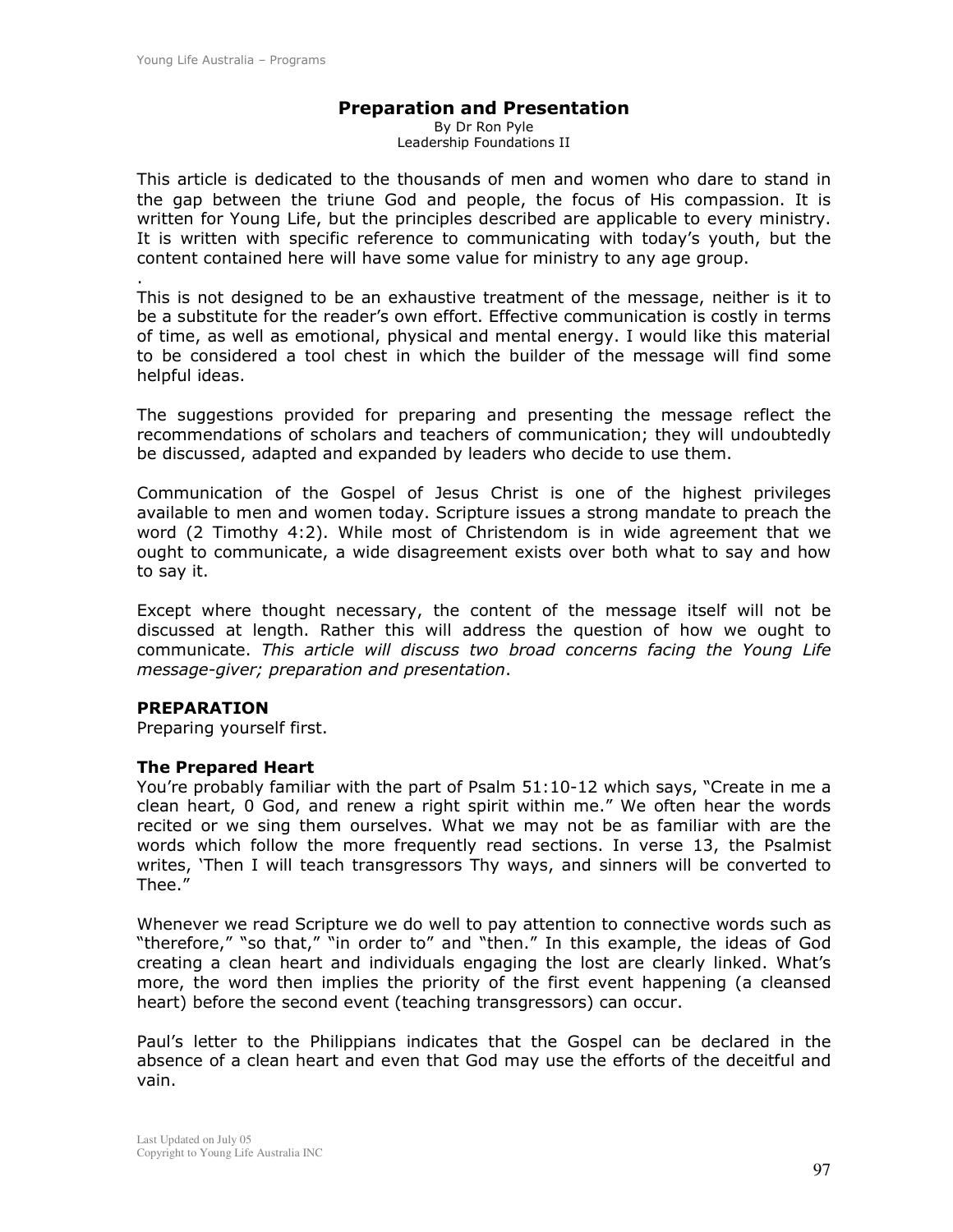# Preparation and Presentation

By Dr Ron Pyle
Leadership Foundations II

This article is dedicated to the thousands of men and women who dare to stand in the gap between the triune God and people, the focus of His compassion. It is written for Young Life, but the principles described are applicable to every ministry. It is written with specific reference to communicating with today's youth, but the content contained here will have some value for ministry to any age group.

.

This is not designed to be an exhaustive treatment of the message, neither is it to be a substitute for the reader's own effort. Effective communication is costly in terms of time, as well as emotional, physical and mental energy. I would like this material to be considered a tool chest in which the builder of the message will find some helpful ideas.

The suggestions provided for preparing and presenting the message reflect the recommendations of scholars and teachers of communication; they will undoubtedly be discussed, adapted and expanded by leaders who decide to use them.

Communication of the Gospel of Jesus Christ is one of the highest privileges available to men and women today. Scripture issues a strong mandate to preach the word (2 Timothy 4:2). While most of Christendom is in wide agreement that we ought to communicate, a wide disagreement exists over both what to say and how to say it.

Except where thought necessary, the content of the message itself will not be discussed at length. Rather this will address the question of how we ought to communicate. *This article will discuss two broad concerns facing the Young Life message-giver; preparation and presentation*.

## PREPARATION

Preparing yourself first.

### The Prepared Heart

You're probably familiar with the part of Psalm 51:10-12 which says, "Create in me a clean heart, 0 God, and renew a right spirit within me." We often hear the words recited or we sing them ourselves. What we may not be as familiar with are the words which follow the more frequently read sections. In verse 13, the Psalmist writes, 'Then I will teach transgressors Thy ways, and sinners will be converted to Thee."

Whenever we read Scripture we do well to pay attention to connective words such as "therefore," "so that," "in order to" and "then." In this example, the ideas of God creating a clean heart and individuals engaging the lost are clearly linked. What's more, the word then implies the priority of the first event happening (a cleansed heart) before the second event (teaching transgressors) can occur.

Paul's letter to the Philippians indicates that the Gospel can be declared in the absence of a clean heart and even that God may use the efforts of the deceitful and vain.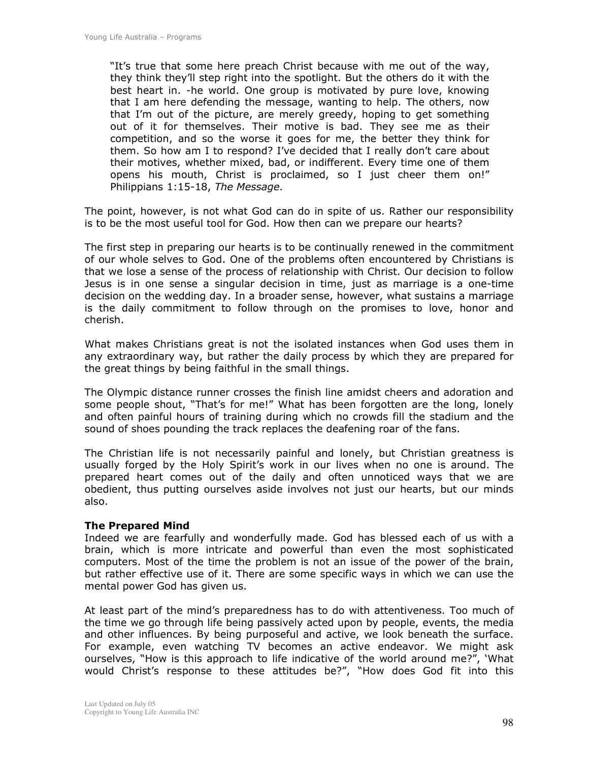> "It's true that some here preach Christ because with me out of the way, they think they'll step right into the spotlight. But the others do it with the best heart in. -he world. One group is motivated by pure love, knowing that I am here defending the message, wanting to help. The others, now that I'm out of the picture, are merely greedy, hoping to get something out of it for themselves. Their motive is bad. They see me as their competition, and so the worse it goes for me, the better they think for them. So how am I to respond? I've decided that I really don't care about their motives, whether mixed, bad, or indifferent. Every time one of them opens his mouth, Christ is proclaimed, so I just cheer them on!" Philippians 1:15-18, *The Message*.

The point, however, is not what God can do in spite of us. Rather our responsibility is to be the most useful tool for God. How then can we prepare our hearts?

The first step in preparing our hearts is to be continually renewed in the commitment of our whole selves to God. One of the problems often encountered by Christians is that we lose a sense of the process of relationship with Christ. Our decision to follow Jesus is in one sense a singular decision in time, just as marriage is a one-time decision on the wedding day. In a broader sense, however, what sustains a marriage is the daily commitment to follow through on the promises to love, honor and cherish.

What makes Christians great is not the isolated instances when God uses them in any extraordinary way, but rather the daily process by which they are prepared for the great things by being faithful in the small things.

The Olympic distance runner crosses the finish line amidst cheers and adoration and some people shout, "That's for me!" What has been forgotten are the long, lonely and often painful hours of training during which no crowds fill the stadium and the sound of shoes pounding the track replaces the deafening roar of the fans.

The Christian life is not necessarily painful and lonely, but Christian greatness is usually forged by the Holy Spirit's work in our lives when no one is around. The prepared heart comes out of the daily and often unnoticed ways that we are obedient, thus putting ourselves aside involves not just our hearts, but our minds also.

**The Prepared Mind**

Indeed we are fearfully and wonderfully made. God has blessed each of us with a brain, which is more intricate and powerful than even the most sophisticated computers. Most of the time the problem is not an issue of the power of the brain, but rather effective use of it. There are some specific ways in which we can use the mental power God has given us.

At least part of the mind's preparedness has to do with attentiveness. Too much of the time we go through life being passively acted upon by people, events, the media and other influences. By being purposeful and active, we look beneath the surface. For example, even watching TV becomes an active endeavor. We might ask ourselves, "How is this approach to life indicative of the world around me?", 'What would Christ's response to these attitudes be?", "How does God fit into this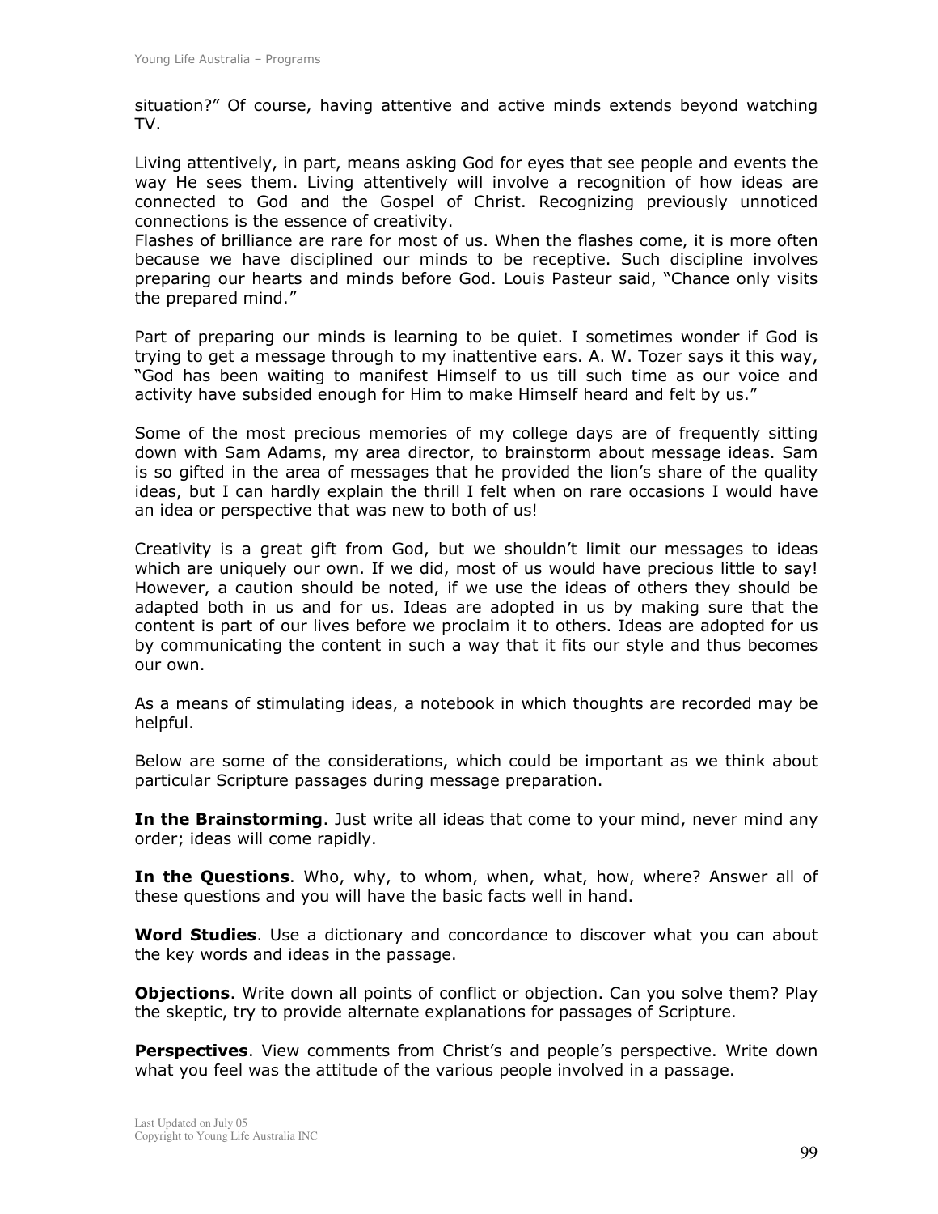situation?" Of course, having attentive and active minds extends beyond watching TV.

Living attentively, in part, means asking God for eyes that see people and events the way He sees them. Living attentively will involve a recognition of how ideas are connected to God and the Gospel of Christ. Recognizing previously unnoticed connections is the essence of creativity.
Flashes of brilliance are rare for most of us. When the flashes come, it is more often because we have disciplined our minds to be receptive. Such discipline involves preparing our hearts and minds before God. Louis Pasteur said, "Chance only visits the prepared mind."

Part of preparing our minds is learning to be quiet. I sometimes wonder if God is trying to get a message through to my inattentive ears. A. W. Tozer says it this way, "God has been waiting to manifest Himself to us till such time as our voice and activity have subsided enough for Him to make Himself heard and felt by us."

Some of the most precious memories of my college days are of frequently sitting down with Sam Adams, my area director, to brainstorm about message ideas. Sam is so gifted in the area of messages that he provided the lion's share of the quality ideas, but I can hardly explain the thrill I felt when on rare occasions I would have an idea or perspective that was new to both of us!

Creativity is a great gift from God, but we shouldn't limit our messages to ideas which are uniquely our own. If we did, most of us would have precious little to say! However, a caution should be noted, if we use the ideas of others they should be adapted both in us and for us. Ideas are adopted in us by making sure that the content is part of our lives before we proclaim it to others. Ideas are adopted for us by communicating the content in such a way that it fits our style and thus becomes our own.

As a means of stimulating ideas, a notebook in which thoughts are recorded may be helpful.

Below are some of the considerations, which could be important as we think about particular Scripture passages during message preparation.

**In the Brainstorming**. Just write all ideas that come to your mind, never mind any order; ideas will come rapidly.

**In the Questions**. Who, why, to whom, when, what, how, where? Answer all of these questions and you will have the basic facts well in hand.

**Word Studies**. Use a dictionary and concordance to discover what you can about the key words and ideas in the passage.

**Objections**. Write down all points of conflict or objection. Can you solve them? Play the skeptic, try to provide alternate explanations for passages of Scripture.

**Perspectives**. View comments from Christ's and people's perspective. Write down what you feel was the attitude of the various people involved in a passage.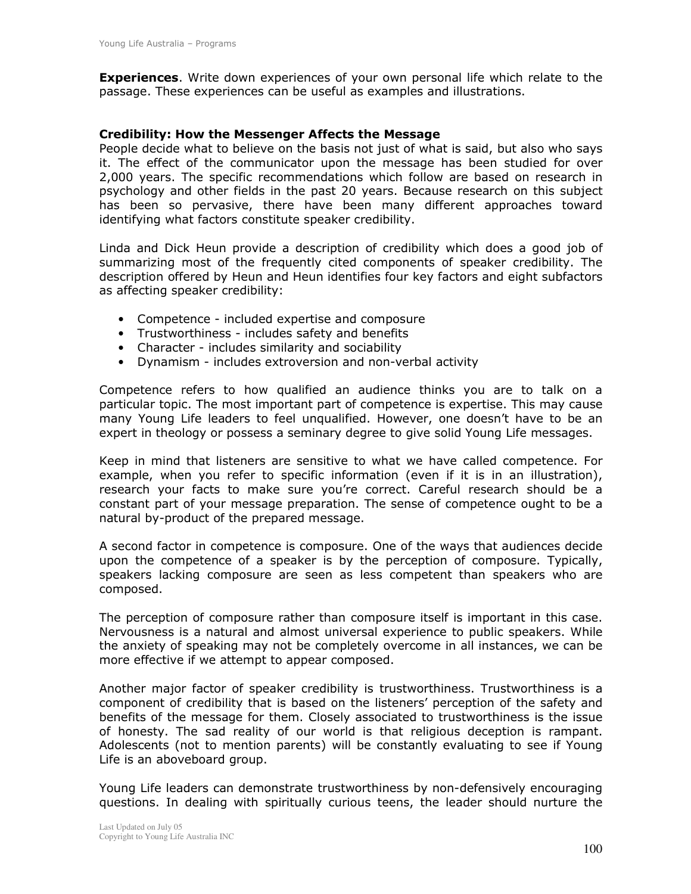**Experiences**. Write down experiences of your own personal life which relate to the passage. These experiences can be useful as examples and illustrations.

### Credibility: How the Messenger Affects the Message

People decide what to believe on the basis not just of what is said, but also who says it. The effect of the communicator upon the message has been studied for over 2,000 years. The specific recommendations which follow are based on research in psychology and other fields in the past 20 years. Because research on this subject has been so pervasive, there have been many different approaches toward identifying what factors constitute speaker credibility.

Linda and Dick Heun provide a description of credibility which does a good job of summarizing most of the frequently cited components of speaker credibility. The description offered by Heun and Heun identifies four key factors and eight subfactors as affecting speaker credibility:

- Competence - included expertise and composure
- Trustworthiness - includes safety and benefits
- Character - includes similarity and sociability
- Dynamism - includes extroversion and non-verbal activity

Competence refers to how qualified an audience thinks you are to talk on a particular topic. The most important part of competence is expertise. This may cause many Young Life leaders to feel unqualified. However, one doesn't have to be an expert in theology or possess a seminary degree to give solid Young Life messages.

Keep in mind that listeners are sensitive to what we have called competence. For example, when you refer to specific information (even if it is in an illustration), research your facts to make sure you're correct. Careful research should be a constant part of your message preparation. The sense of competence ought to be a natural by-product of the prepared message.

A second factor in competence is composure. One of the ways that audiences decide upon the competence of a speaker is by the perception of composure. Typically, speakers lacking composure are seen as less competent than speakers who are composed.

The perception of composure rather than composure itself is important in this case. Nervousness is a natural and almost universal experience to public speakers. While the anxiety of speaking may not be completely overcome in all instances, we can be more effective if we attempt to appear composed.

Another major factor of speaker credibility is trustworthiness. Trustworthiness is a component of credibility that is based on the listeners' perception of the safety and benefits of the message for them. Closely associated to trustworthiness is the issue of honesty. The sad reality of our world is that religious deception is rampant. Adolescents (not to mention parents) will be constantly evaluating to see if Young Life is an aboveboard group.

Young Life leaders can demonstrate trustworthiness by non-defensively encouraging questions. In dealing with spiritually curious teens, the leader should nurture the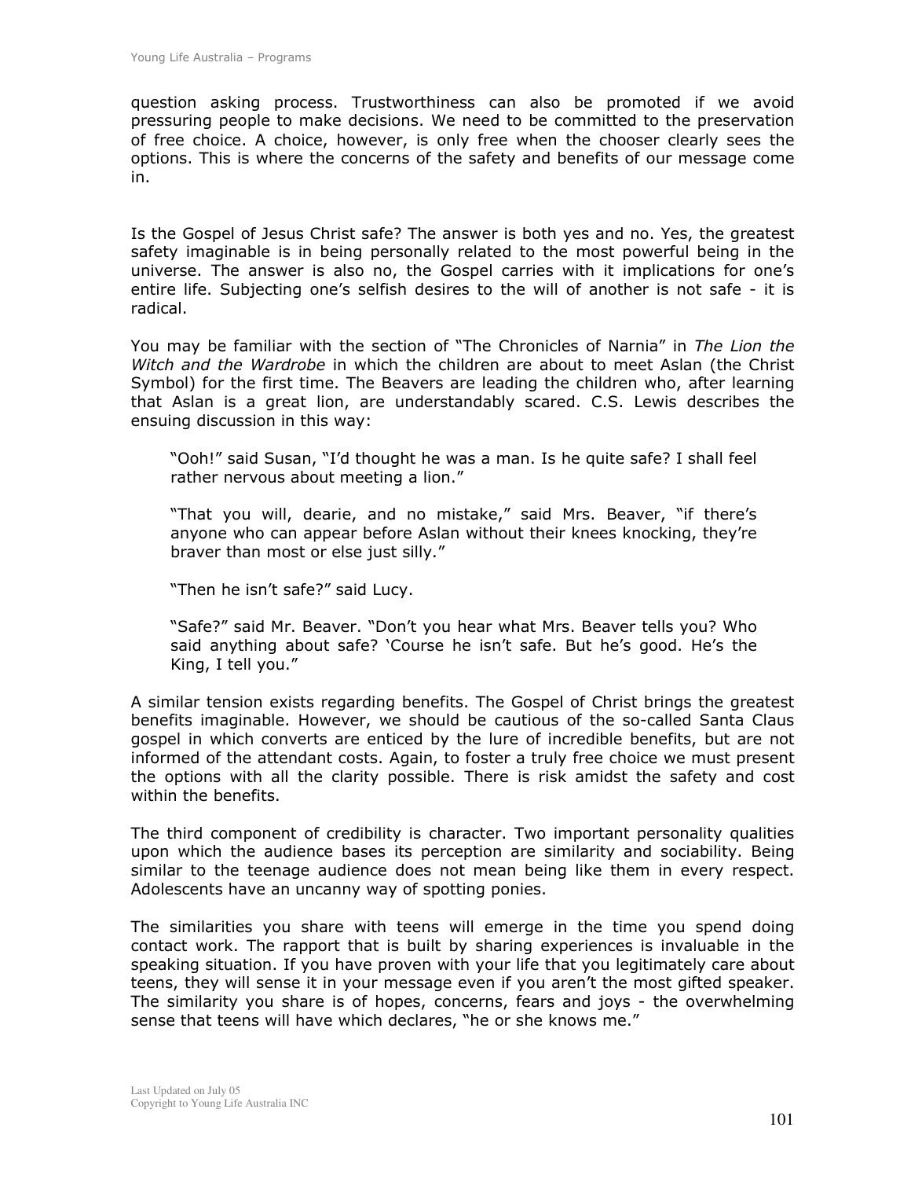question asking process. Trustworthiness can also be promoted if we avoid pressuring people to make decisions. We need to be committed to the preservation of free choice. A choice, however, is only free when the chooser clearly sees the options. This is where the concerns of the safety and benefits of our message come in.

Is the Gospel of Jesus Christ safe? The answer is both yes and no. Yes, the greatest safety imaginable is in being personally related to the most powerful being in the universe. The answer is also no, the Gospel carries with it implications for one's entire life. Subjecting one's selfish desires to the will of another is not safe - it is radical.

You may be familiar with the section of "The Chronicles of Narnia" in *The Lion the Witch and the Wardrobe* in which the children are about to meet Aslan (the Christ Symbol) for the first time. The Beavers are leading the children who, after learning that Aslan is a great lion, are understandably scared. C.S. Lewis describes the ensuing discussion in this way:

> "Ooh!" said Susan, "I'd thought he was a man. Is he quite safe? I shall feel rather nervous about meeting a lion."
>
> "That you will, dearie, and no mistake," said Mrs. Beaver, "if there's anyone who can appear before Aslan without their knees knocking, they're braver than most or else just silly."
>
> "Then he isn't safe?" said Lucy.
>
> "Safe?" said Mr. Beaver. "Don't you hear what Mrs. Beaver tells you? Who said anything about safe? 'Course he isn't safe. But he's good. He's the King, I tell you."

A similar tension exists regarding benefits. The Gospel of Christ brings the greatest benefits imaginable. However, we should be cautious of the so-called Santa Claus gospel in which converts are enticed by the lure of incredible benefits, but are not informed of the attendant costs. Again, to foster a truly free choice we must present the options with all the clarity possible. There is risk amidst the safety and cost within the benefits.

The third component of credibility is character. Two important personality qualities upon which the audience bases its perception are similarity and sociability. Being similar to the teenage audience does not mean being like them in every respect. Adolescents have an uncanny way of spotting ponies.

The similarities you share with teens will emerge in the time you spend doing contact work. The rapport that is built by sharing experiences is invaluable in the speaking situation. If you have proven with your life that you legitimately care about teens, they will sense it in your message even if you aren't the most gifted speaker. The similarity you share is of hopes, concerns, fears and joys - the overwhelming sense that teens will have which declares, "he or she knows me."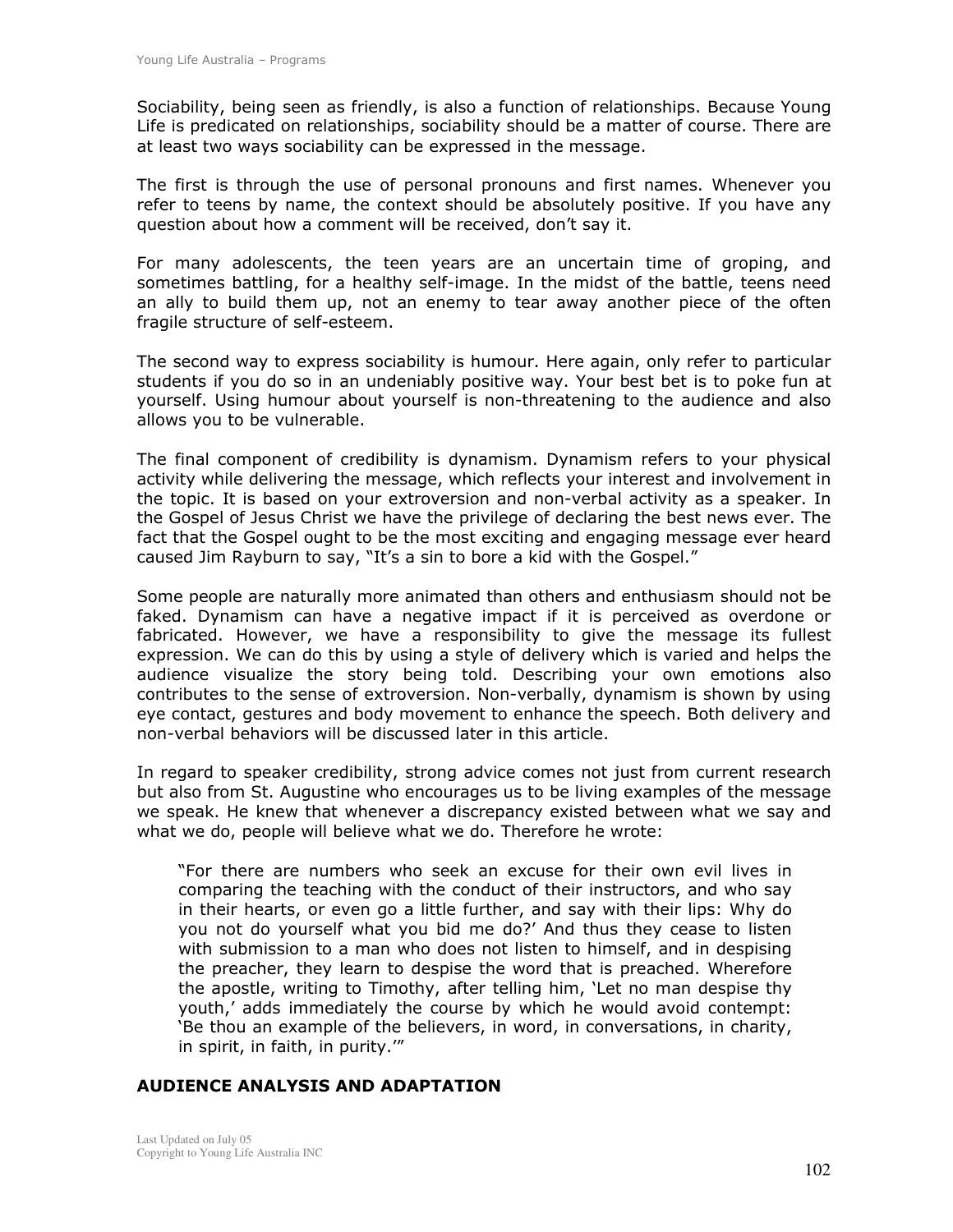Sociability, being seen as friendly, is also a function of relationships. Because Young Life is predicated on relationships, sociability should be a matter of course. There are at least two ways sociability can be expressed in the message.

The first is through the use of personal pronouns and first names. Whenever you refer to teens by name, the context should be absolutely positive. If you have any question about how a comment will be received, don't say it.

For many adolescents, the teen years are an uncertain time of groping, and sometimes battling, for a healthy self-image. In the midst of the battle, teens need an ally to build them up, not an enemy to tear away another piece of the often fragile structure of self-esteem.

The second way to express sociability is humour. Here again, only refer to particular students if you do so in an undeniably positive way. Your best bet is to poke fun at yourself. Using humour about yourself is non-threatening to the audience and also allows you to be vulnerable.

The final component of credibility is dynamism. Dynamism refers to your physical activity while delivering the message, which reflects your interest and involvement in the topic. It is based on your extroversion and non-verbal activity as a speaker. In the Gospel of Jesus Christ we have the privilege of declaring the best news ever. The fact that the Gospel ought to be the most exciting and engaging message ever heard caused Jim Rayburn to say, "It's a sin to bore a kid with the Gospel."

Some people are naturally more animated than others and enthusiasm should not be faked. Dynamism can have a negative impact if it is perceived as overdone or fabricated. However, we have a responsibility to give the message its fullest expression. We can do this by using a style of delivery which is varied and helps the audience visualize the story being told. Describing your own emotions also contributes to the sense of extroversion. Non-verbally, dynamism is shown by using eye contact, gestures and body movement to enhance the speech. Both delivery and non-verbal behaviors will be discussed later in this article.

In regard to speaker credibility, strong advice comes not just from current research but also from St. Augustine who encourages us to be living examples of the message we speak. He knew that whenever a discrepancy existed between what we say and what we do, people will believe what we do. Therefore he wrote:

> "For there are numbers who seek an excuse for their own evil lives in comparing the teaching with the conduct of their instructors, and who say in their hearts, or even go a little further, and say with their lips: Why do you not do yourself what you bid me do?' And thus they cease to listen with submission to a man who does not listen to himself, and in despising the preacher, they learn to despise the word that is preached. Wherefore the apostle, writing to Timothy, after telling him, 'Let no man despise thy youth,' adds immediately the course by which he would avoid contempt: 'Be thou an example of the believers, in word, in conversations, in charity, in spirit, in faith, in purity.'"

## AUDIENCE ANALYSIS AND ADAPTATION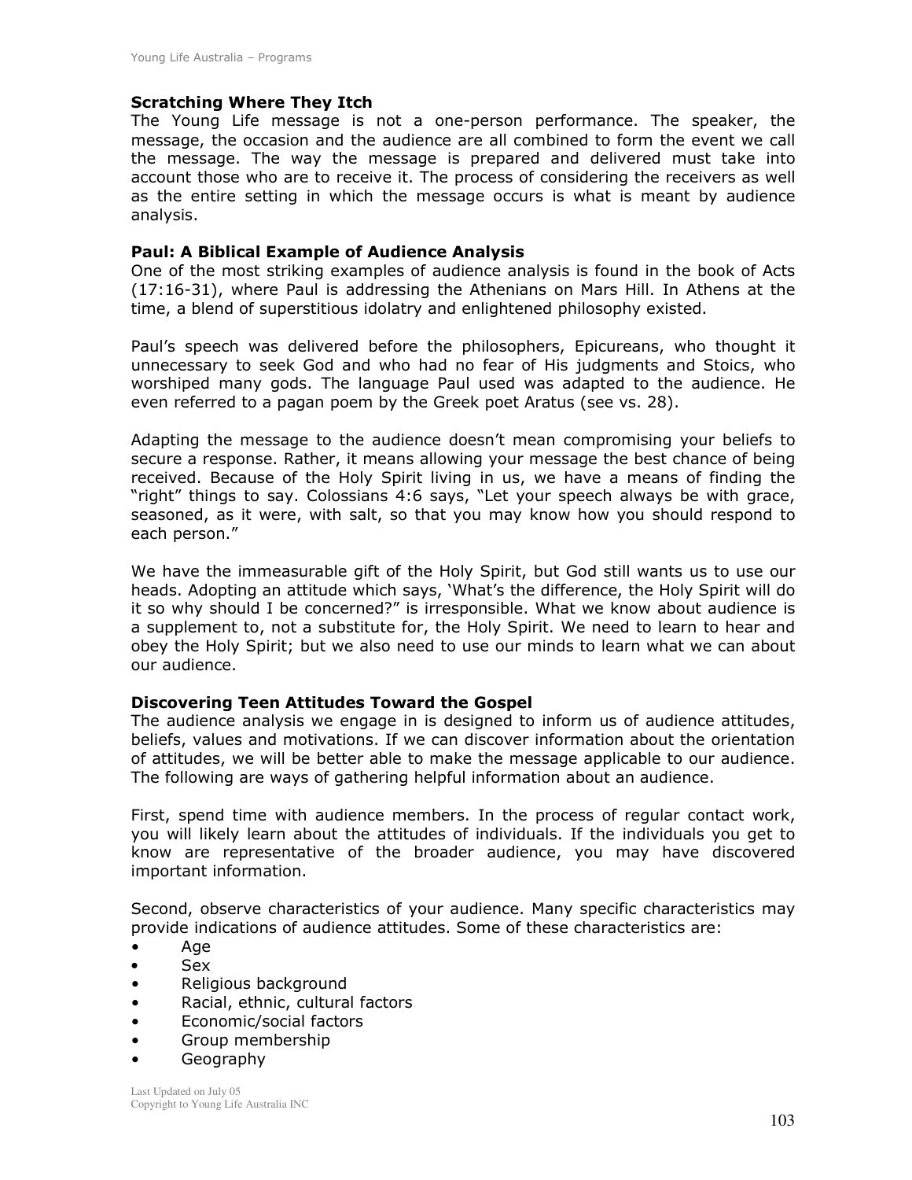### Scratching Where They Itch

The Young Life message is not a one-person performance. The speaker, the message, the occasion and the audience are all combined to form the event we call the message. The way the message is prepared and delivered must take into account those who are to receive it. The process of considering the receivers as well as the entire setting in which the message occurs is what is meant by audience analysis.

### Paul: A Biblical Example of Audience Analysis

One of the most striking examples of audience analysis is found in the book of Acts (17:16-31), where Paul is addressing the Athenians on Mars Hill. In Athens at the time, a blend of superstitious idolatry and enlightened philosophy existed.

Paul's speech was delivered before the philosophers, Epicureans, who thought it unnecessary to seek God and who had no fear of His judgments and Stoics, who worshiped many gods. The language Paul used was adapted to the audience. He even referred to a pagan poem by the Greek poet Aratus (see vs. 28).

Adapting the message to the audience doesn't mean compromising your beliefs to secure a response. Rather, it means allowing your message the best chance of being received. Because of the Holy Spirit living in us, we have a means of finding the "right" things to say. Colossians 4:6 says, "Let your speech always be with grace, seasoned, as it were, with salt, so that you may know how you should respond to each person."

We have the immeasurable gift of the Holy Spirit, but God still wants us to use our heads. Adopting an attitude which says, 'What's the difference, the Holy Spirit will do it so why should I be concerned?" is irresponsible. What we know about audience is a supplement to, not a substitute for, the Holy Spirit. We need to learn to hear and obey the Holy Spirit; but we also need to use our minds to learn what we can about our audience.

### Discovering Teen Attitudes Toward the Gospel

The audience analysis we engage in is designed to inform us of audience attitudes, beliefs, values and motivations. If we can discover information about the orientation of attitudes, we will be better able to make the message applicable to our audience. The following are ways of gathering helpful information about an audience.

First, spend time with audience members. In the process of regular contact work, you will likely learn about the attitudes of individuals. If the individuals you get to know are representative of the broader audience, you may have discovered important information.

Second, observe characteristics of your audience. Many specific characteristics may provide indications of audience attitudes. Some of these characteristics are:

- Age
- Sex
- Religious background
- Racial, ethnic, cultural factors
- Economic/social factors
- Group membership
- Geography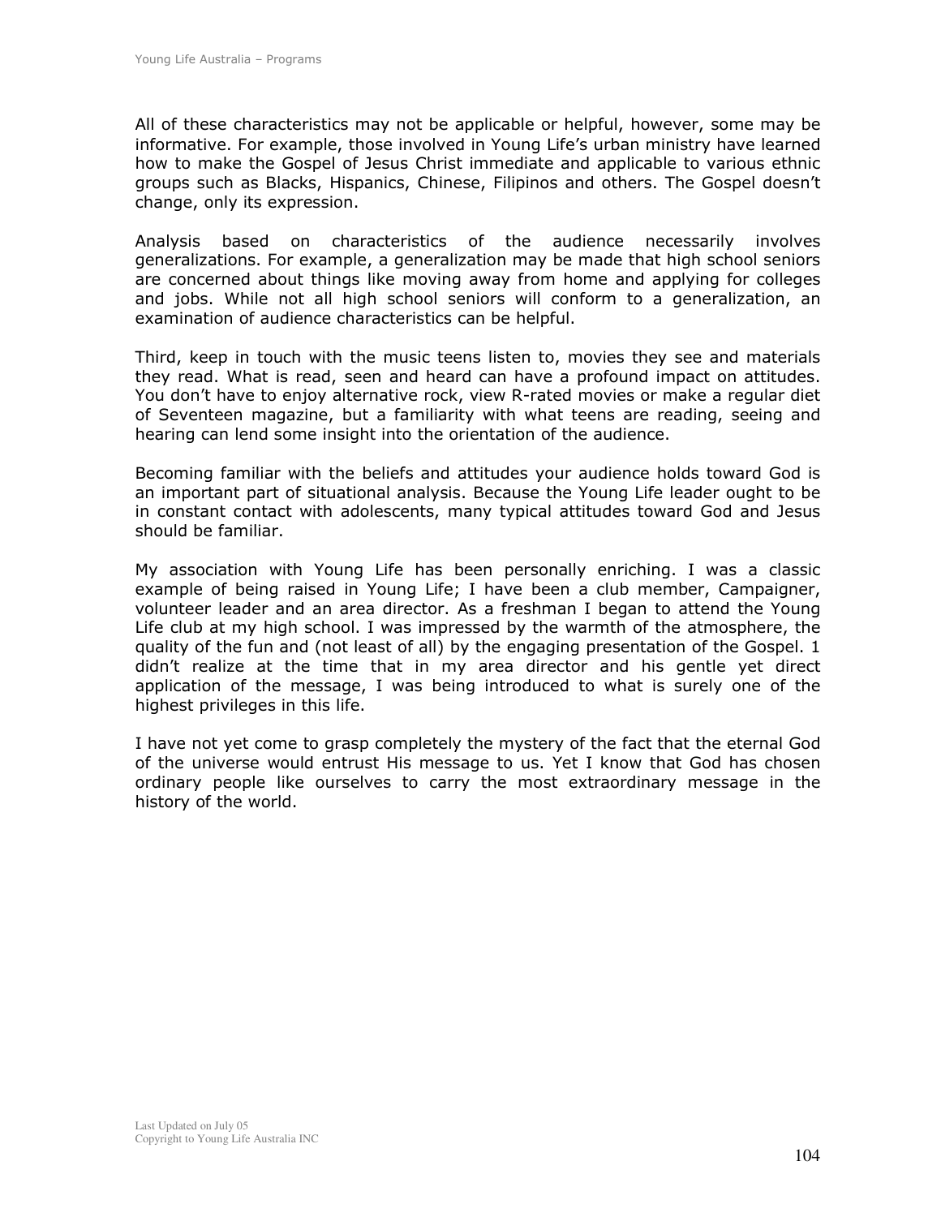All of these characteristics may not be applicable or helpful, however, some may be informative. For example, those involved in Young Life's urban ministry have learned how to make the Gospel of Jesus Christ immediate and applicable to various ethnic groups such as Blacks, Hispanics, Chinese, Filipinos and others. The Gospel doesn't change, only its expression.

Analysis based on characteristics of the audience necessarily involves generalizations. For example, a generalization may be made that high school seniors are concerned about things like moving away from home and applying for colleges and jobs. While not all high school seniors will conform to a generalization, an examination of audience characteristics can be helpful.

Third, keep in touch with the music teens listen to, movies they see and materials they read. What is read, seen and heard can have a profound impact on attitudes. You don't have to enjoy alternative rock, view R-rated movies or make a regular diet of Seventeen magazine, but a familiarity with what teens are reading, seeing and hearing can lend some insight into the orientation of the audience.

Becoming familiar with the beliefs and attitudes your audience holds toward God is an important part of situational analysis. Because the Young Life leader ought to be in constant contact with adolescents, many typical attitudes toward God and Jesus should be familiar.

My association with Young Life has been personally enriching. I was a classic example of being raised in Young Life; I have been a club member, Campaigner, volunteer leader and an area director. As a freshman I began to attend the Young Life club at my high school. I was impressed by the warmth of the atmosphere, the quality of the fun and (not least of all) by the engaging presentation of the Gospel. 1 didn't realize at the time that in my area director and his gentle yet direct application of the message, I was being introduced to what is surely one of the highest privileges in this life.

I have not yet come to grasp completely the mystery of the fact that the eternal God of the universe would entrust His message to us. Yet I know that God has chosen ordinary people like ourselves to carry the most extraordinary message in the history of the world.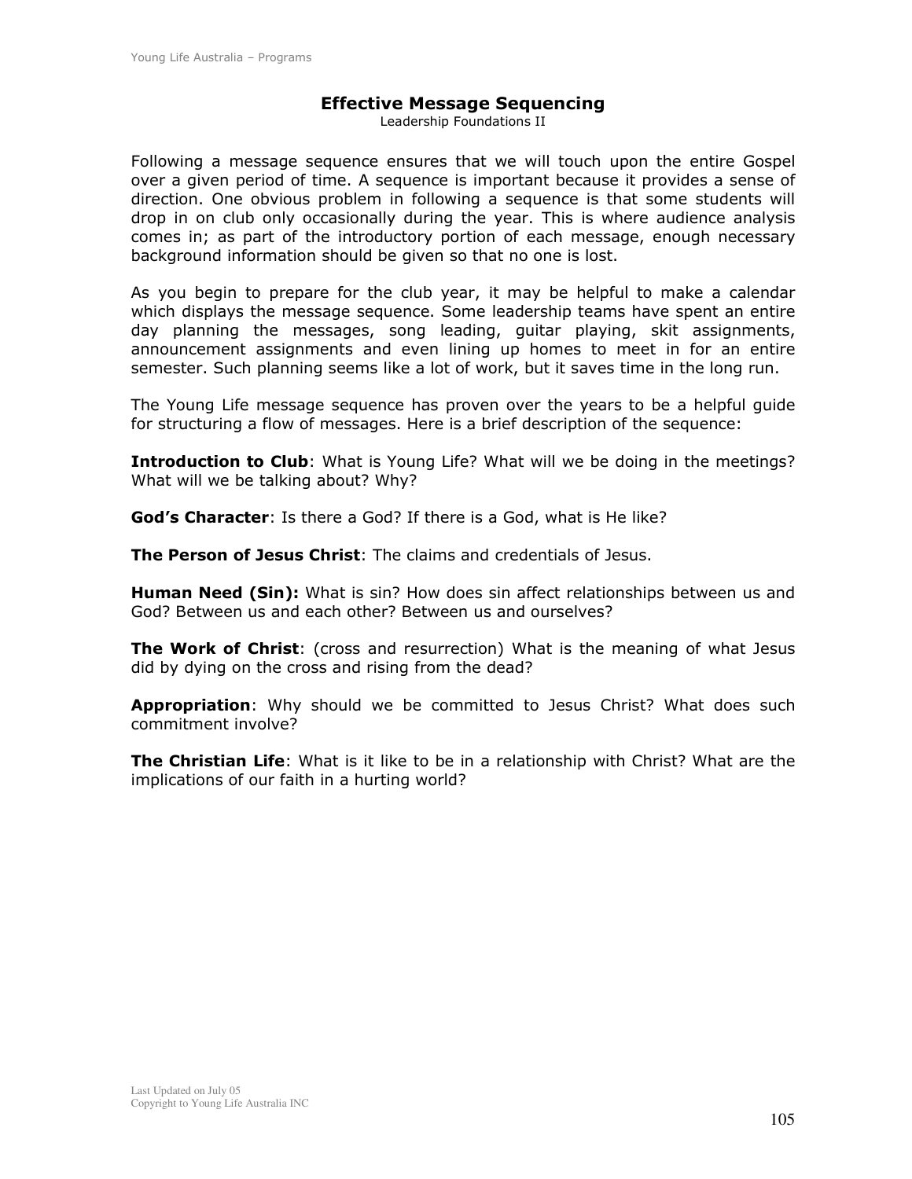# Effective Message Sequencing

Leadership Foundations II

Following a message sequence ensures that we will touch upon the entire Gospel over a given period of time. A sequence is important because it provides a sense of direction. One obvious problem in following a sequence is that some students will drop in on club only occasionally during the year. This is where audience analysis comes in; as part of the introductory portion of each message, enough necessary background information should be given so that no one is lost.

As you begin to prepare for the club year, it may be helpful to make a calendar which displays the message sequence. Some leadership teams have spent an entire day planning the messages, song leading, guitar playing, skit assignments, announcement assignments and even lining up homes to meet in for an entire semester. Such planning seems like a lot of work, but it saves time in the long run.

The Young Life message sequence has proven over the years to be a helpful guide for structuring a flow of messages. Here is a brief description of the sequence:

**Introduction to Club**: What is Young Life? What will we be doing in the meetings? What will we be talking about? Why?

**God's Character**: Is there a God? If there is a God, what is He like?

**The Person of Jesus Christ**: The claims and credentials of Jesus.

**Human Need (Sin):** What is sin? How does sin affect relationships between us and God? Between us and each other? Between us and ourselves?

**The Work of Christ**: (cross and resurrection) What is the meaning of what Jesus did by dying on the cross and rising from the dead?

**Appropriation**: Why should we be committed to Jesus Christ? What does such commitment involve?

**The Christian Life**: What is it like to be in a relationship with Christ? What are the implications of our faith in a hurting world?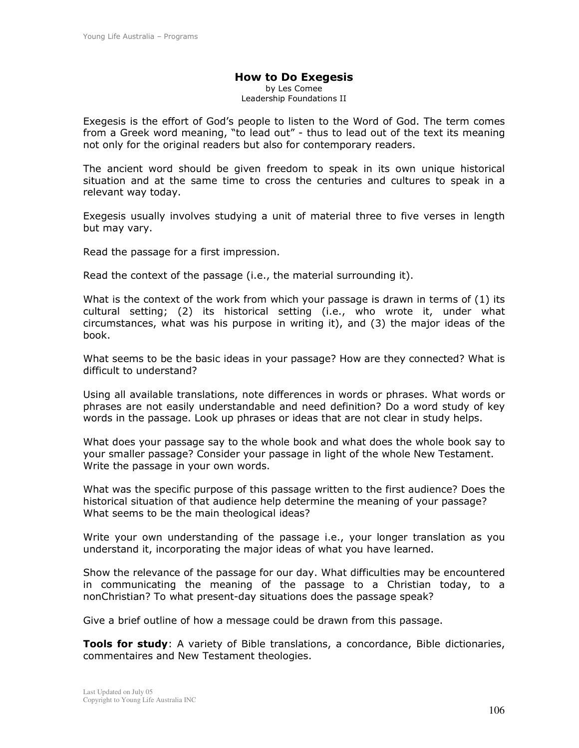# How to Do Exegesis

by Les Comee
Leadership Foundations II

Exegesis is the effort of God's people to listen to the Word of God. The term comes from a Greek word meaning, "to lead out" - thus to lead out of the text its meaning not only for the original readers but also for contemporary readers.

The ancient word should be given freedom to speak in its own unique historical situation and at the same time to cross the centuries and cultures to speak in a relevant way today.

Exegesis usually involves studying a unit of material three to five verses in length but may vary.

Read the passage for a first impression.

Read the context of the passage (i.e., the material surrounding it).

What is the context of the work from which your passage is drawn in terms of (1) its cultural setting; (2) its historical setting (i.e., who wrote it, under what circumstances, what was his purpose in writing it), and (3) the major ideas of the book.

What seems to be the basic ideas in your passage? How are they connected? What is difficult to understand?

Using all available translations, note differences in words or phrases. What words or phrases are not easily understandable and need definition? Do a word study of key words in the passage. Look up phrases or ideas that are not clear in study helps.

What does your passage say to the whole book and what does the whole book say to your smaller passage? Consider your passage in light of the whole New Testament. Write the passage in your own words.

What was the specific purpose of this passage written to the first audience? Does the historical situation of that audience help determine the meaning of your passage? What seems to be the main theological ideas?

Write your own understanding of the passage i.e., your longer translation as you understand it, incorporating the major ideas of what you have learned.

Show the relevance of the passage for our day. What difficulties may be encountered in communicating the meaning of the passage to a Christian today, to a nonChristian? To what present-day situations does the passage speak?

Give a brief outline of how a message could be drawn from this passage.

**Tools for study**: A variety of Bible translations, a concordance, Bible dictionaries, commentaires and New Testament theologies.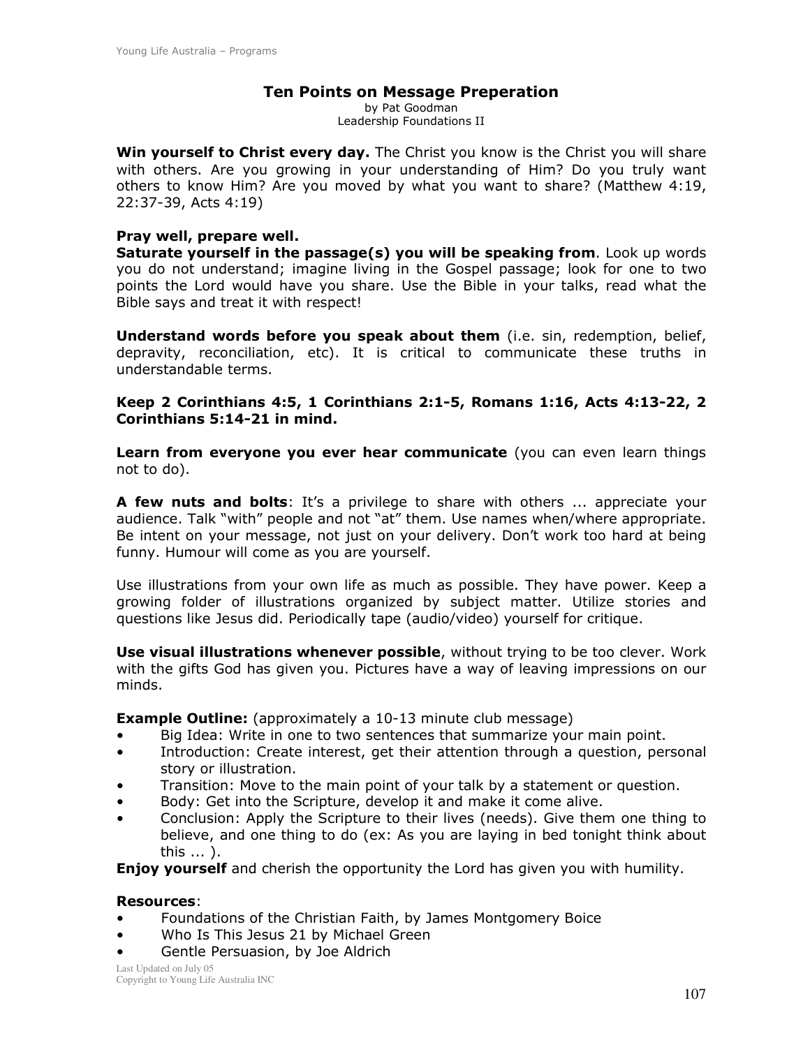## Ten Points on Message Preperation

by Pat Goodman
Leadership Foundations II

**Win yourself to Christ every day.** The Christ you know is the Christ you will share with others. Are you growing in your understanding of Him? Do you truly want others to know Him? Are you moved by what you want to share? (Matthew 4:19, 22:37-39, Acts 4:19)

**Pray well, prepare well.**
**Saturate yourself in the passage(s) you will be speaking from**. Look up words you do not understand; imagine living in the Gospel passage; look for one to two points the Lord would have you share. Use the Bible in your talks, read what the Bible says and treat it with respect!

**Understand words before you speak about them** (i.e. sin, redemption, belief, depravity, reconciliation, etc). It is critical to communicate these truths in understandable terms.

**Keep 2 Corinthians 4:5, 1 Corinthians 2:1-5, Romans 1:16, Acts 4:13-22, 2 Corinthians 5:14-21 in mind.**

**Learn from everyone you ever hear communicate** (you can even learn things not to do).

**A few nuts and bolts**: It's a privilege to share with others ... appreciate your audience. Talk "with" people and not "at" them. Use names when/where appropriate. Be intent on your message, not just on your delivery. Don't work too hard at being funny. Humour will come as you are yourself.

Use illustrations from your own life as much as possible. They have power. Keep a growing folder of illustrations organized by subject matter. Utilize stories and questions like Jesus did. Periodically tape (audio/video) yourself for critique.

**Use visual illustrations whenever possible**, without trying to be too clever. Work with the gifts God has given you. Pictures have a way of leaving impressions on our minds.

**Example Outline:** (approximately a 10-13 minute club message)

- Big Idea: Write in one to two sentences that summarize your main point.
- Introduction: Create interest, get their attention through a question, personal story or illustration.
- Transition: Move to the main point of your talk by a statement or question.
- Body: Get into the Scripture, develop it and make it come alive.
- Conclusion: Apply the Scripture to their lives (needs). Give them one thing to believe, and one thing to do (ex: As you are laying in bed tonight think about this ... ).

**Enjoy yourself** and cherish the opportunity the Lord has given you with humility.

**Resources**:

- Foundations of the Christian Faith, by James Montgomery Boice
- Who Is This Jesus 21 by Michael Green
- Gentle Persuasion, by Joe Aldrich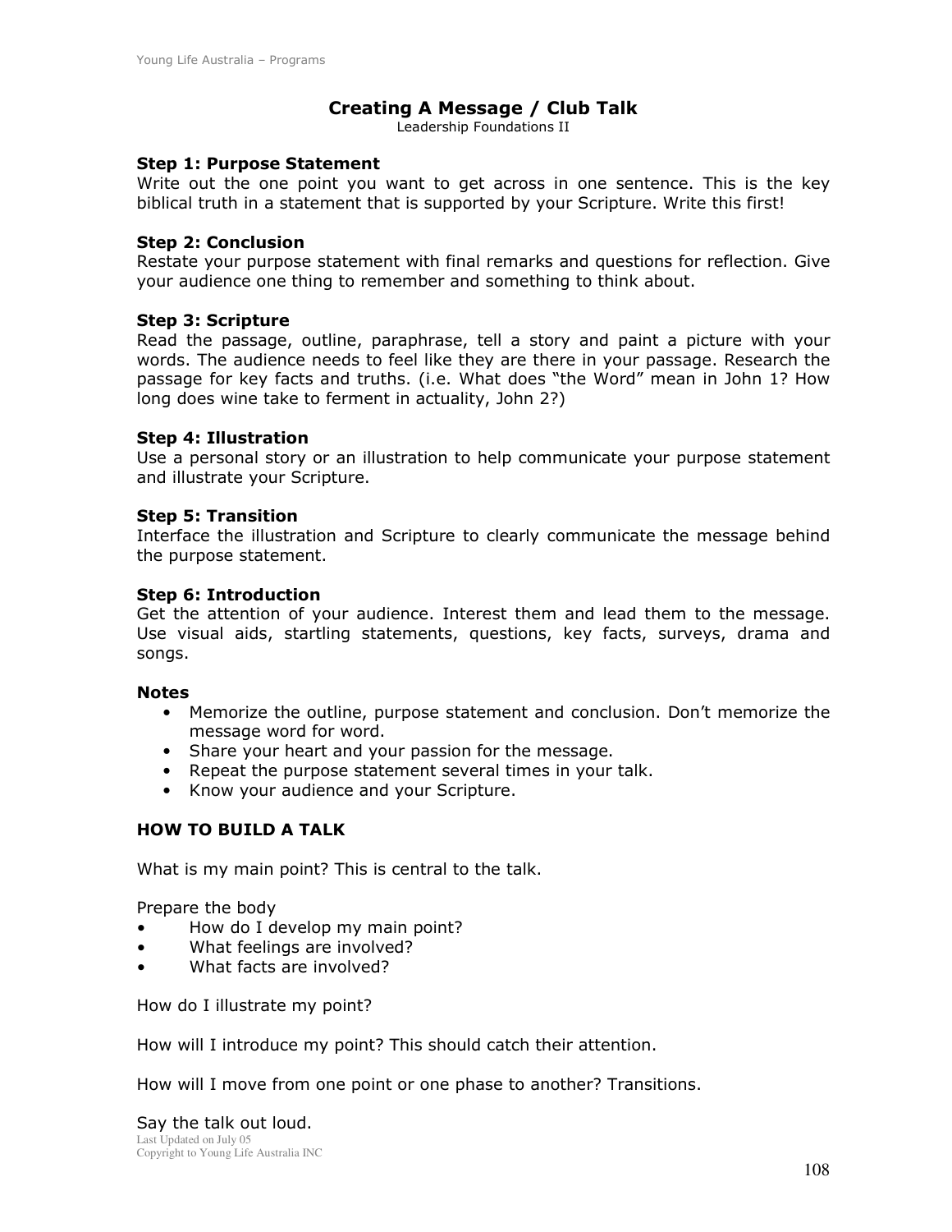# Creating A Message / Club Talk

Leadership Foundations II

**Step 1: Purpose Statement**
Write out the one point you want to get across in one sentence. This is the key biblical truth in a statement that is supported by your Scripture. Write this first!

**Step 2: Conclusion**
Restate your purpose statement with final remarks and questions for reflection. Give your audience one thing to remember and something to think about.

**Step 3: Scripture**
Read the passage, outline, paraphrase, tell a story and paint a picture with your words. The audience needs to feel like they are there in your passage. Research the passage for key facts and truths. (i.e. What does "the Word" mean in John 1? How long does wine take to ferment in actuality, John 2?)

**Step 4: Illustration**
Use a personal story or an illustration to help communicate your purpose statement and illustrate your Scripture.

**Step 5: Transition**
Interface the illustration and Scripture to clearly communicate the message behind the purpose statement.

**Step 6: Introduction**
Get the attention of your audience. Interest them and lead them to the message. Use visual aids, startling statements, questions, key facts, surveys, drama and songs.

**Notes**

- Memorize the outline, purpose statement and conclusion. Don't memorize the message word for word.
- Share your heart and your passion for the message.
- Repeat the purpose statement several times in your talk.
- Know your audience and your Scripture.

## HOW TO BUILD A TALK

What is my main point? This is central to the talk.

Prepare the body

- How do I develop my main point?
- What feelings are involved?
- What facts are involved?

How do I illustrate my point?

How will I introduce my point? This should catch their attention.

How will I move from one point or one phase to another? Transitions.

Say the talk out loud.

Last Updated on July 05
Copyright to Young Life Australia INC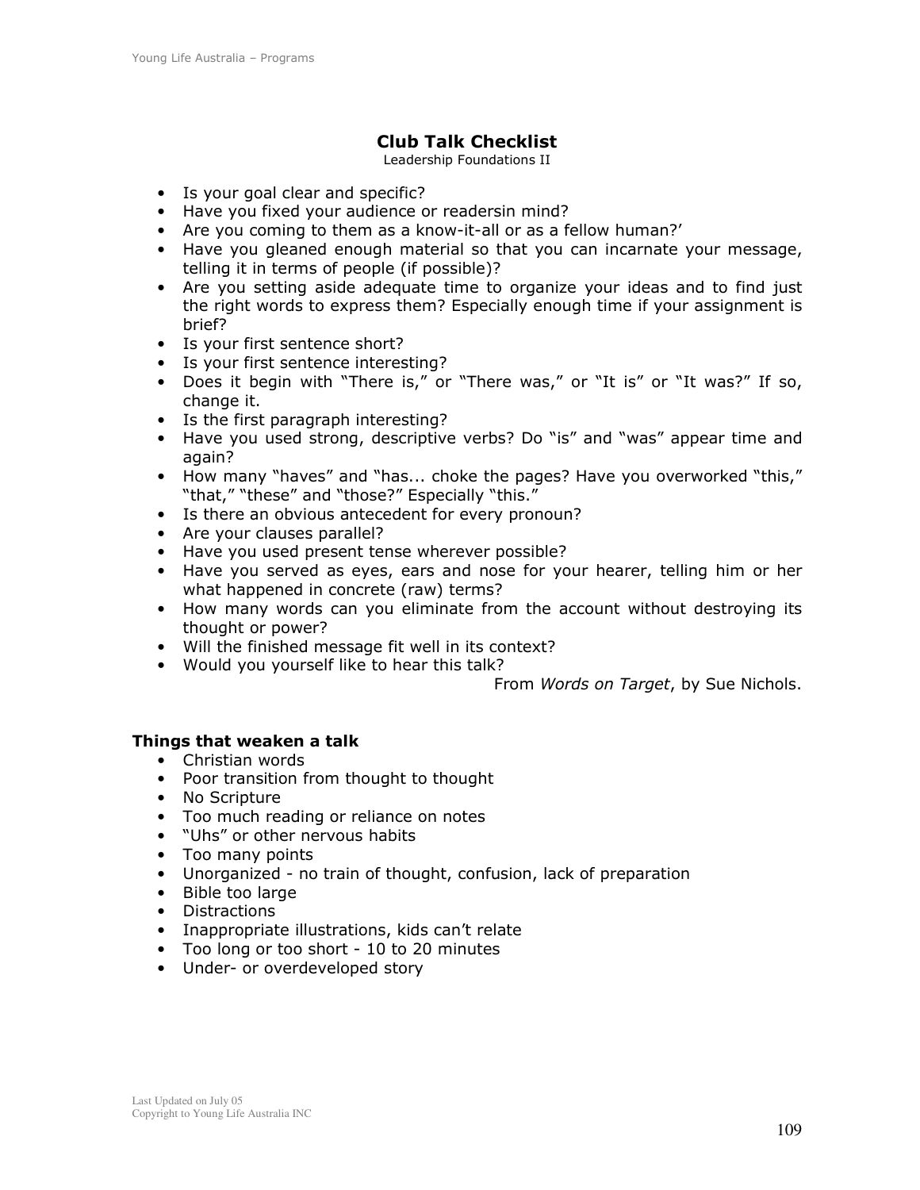## Club Talk Checklist

Leadership Foundations II

- Is your goal clear and specific?
- Have you fixed your audience or readersin mind?
- Are you coming to them as a know-it-all or as a fellow human?'
- Have you gleaned enough material so that you can incarnate your message, telling it in terms of people (if possible)?
- Are you setting aside adequate time to organize your ideas and to find just the right words to express them? Especially enough time if your assignment is brief?
- Is your first sentence short?
- Is your first sentence interesting?
- Does it begin with "There is," or "There was," or "It is" or "It was?" If so, change it.
- Is the first paragraph interesting?
- Have you used strong, descriptive verbs? Do "is" and "was" appear time and again?
- How many "haves" and "has... choke the pages? Have you overworked "this," "that," "these" and "those?" Especially "this."
- Is there an obvious antecedent for every pronoun?
- Are your clauses parallel?
- Have you used present tense wherever possible?
- Have you served as eyes, ears and nose for your hearer, telling him or her what happened in concrete (raw) terms?
- How many words can you eliminate from the account without destroying its thought or power?
- Will the finished message fit well in its context?
- Would you yourself like to hear this talk?

From *Words on Target*, by Sue Nichols.

**Things that weaken a talk**

- Christian words
- Poor transition from thought to thought
- No Scripture
- Too much reading or reliance on notes
- "Uhs" or other nervous habits
- Too many points
- Unorganized - no train of thought, confusion, lack of preparation
- Bible too large
- Distractions
- Inappropriate illustrations, kids can't relate
- Too long or too short - 10 to 20 minutes
- Under- or overdeveloped story